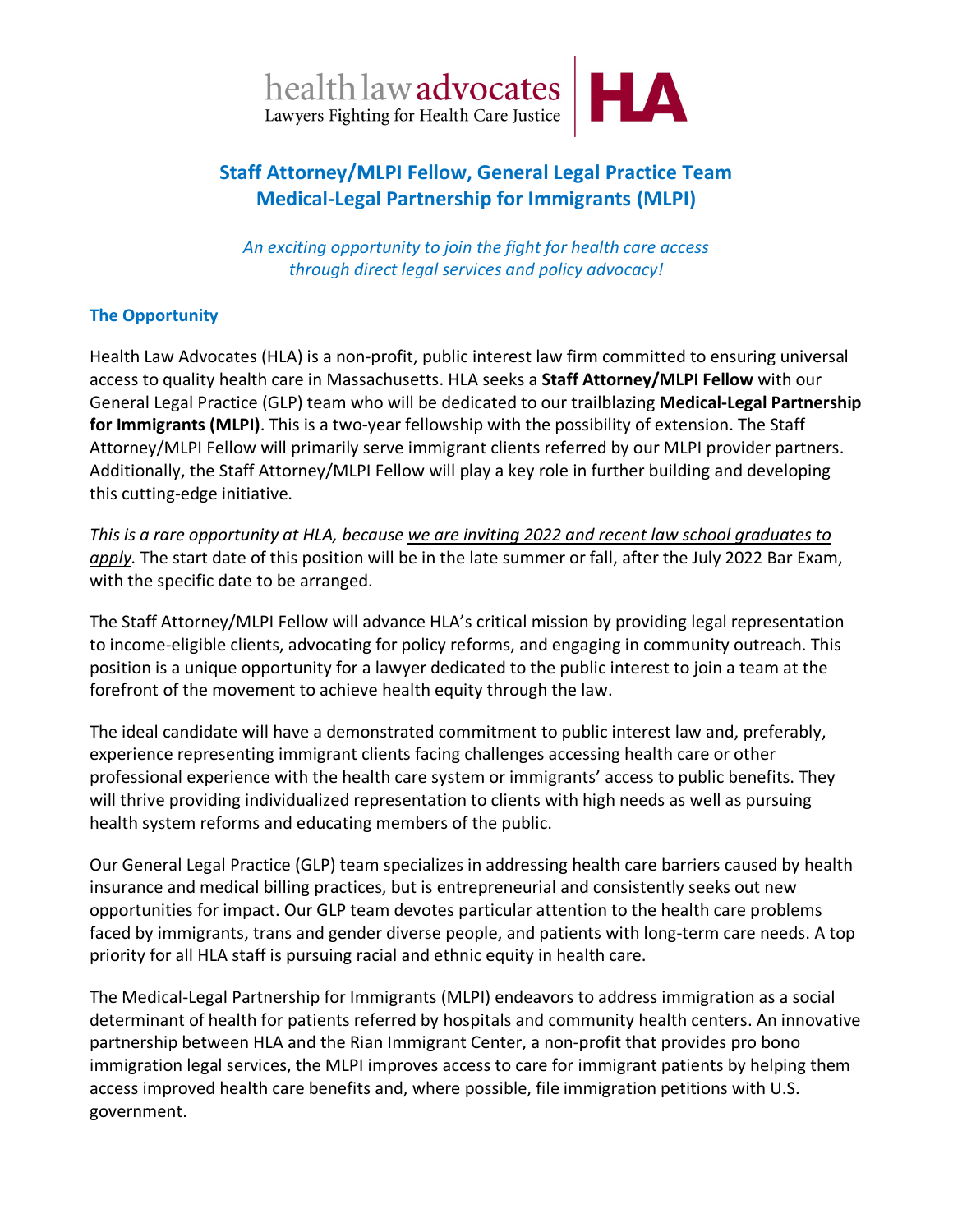health law advocates
Lawyers Fighting for Health Care Justice | HLA

# Staff Attorney/MLPI Fellow, General Legal Practice Team
# Medical-Legal Partnership for Immigrants (MLPI)

*An exciting opportunity to join the fight for health care access through direct legal services and policy advocacy!*

## The Opportunity

Health Law Advocates (HLA) is a non-profit, public interest law firm committed to ensuring universal access to quality health care in Massachusetts. HLA seeks a **Staff Attorney/MLPI Fellow** with our General Legal Practice (GLP) team who will be dedicated to our trailblazing **Medical-Legal Partnership for Immigrants (MLPI)**. This is a two-year fellowship with the possibility of extension. The Staff Attorney/MLPI Fellow will primarily serve immigrant clients referred by our MLPI provider partners. Additionally, the Staff Attorney/MLPI Fellow will play a key role in further building and developing this cutting-edge initiative.

*This is a rare opportunity at HLA, because we are inviting 2022 and recent law school graduates to apply.* The start date of this position will be in the late summer or fall, after the July 2022 Bar Exam, with the specific date to be arranged.

The Staff Attorney/MLPI Fellow will advance HLA's critical mission by providing legal representation to income-eligible clients, advocating for policy reforms, and engaging in community outreach. This position is a unique opportunity for a lawyer dedicated to the public interest to join a team at the forefront of the movement to achieve health equity through the law.

The ideal candidate will have a demonstrated commitment to public interest law and, preferably, experience representing immigrant clients facing challenges accessing health care or other professional experience with the health care system or immigrants' access to public benefits. They will thrive providing individualized representation to clients with high needs as well as pursuing health system reforms and educating members of the public.

Our General Legal Practice (GLP) team specializes in addressing health care barriers caused by health insurance and medical billing practices, but is entrepreneurial and consistently seeks out new opportunities for impact. Our GLP team devotes particular attention to the health care problems faced by immigrants, trans and gender diverse people, and patients with long-term care needs. A top priority for all HLA staff is pursuing racial and ethnic equity in health care.

The Medical-Legal Partnership for Immigrants (MLPI) endeavors to address immigration as a social determinant of health for patients referred by hospitals and community health centers. An innovative partnership between HLA and the Rian Immigrant Center, a non-profit that provides pro bono immigration legal services, the MLPI improves access to care for immigrant patients by helping them access improved health care benefits and, where possible, file immigration petitions with U.S. government.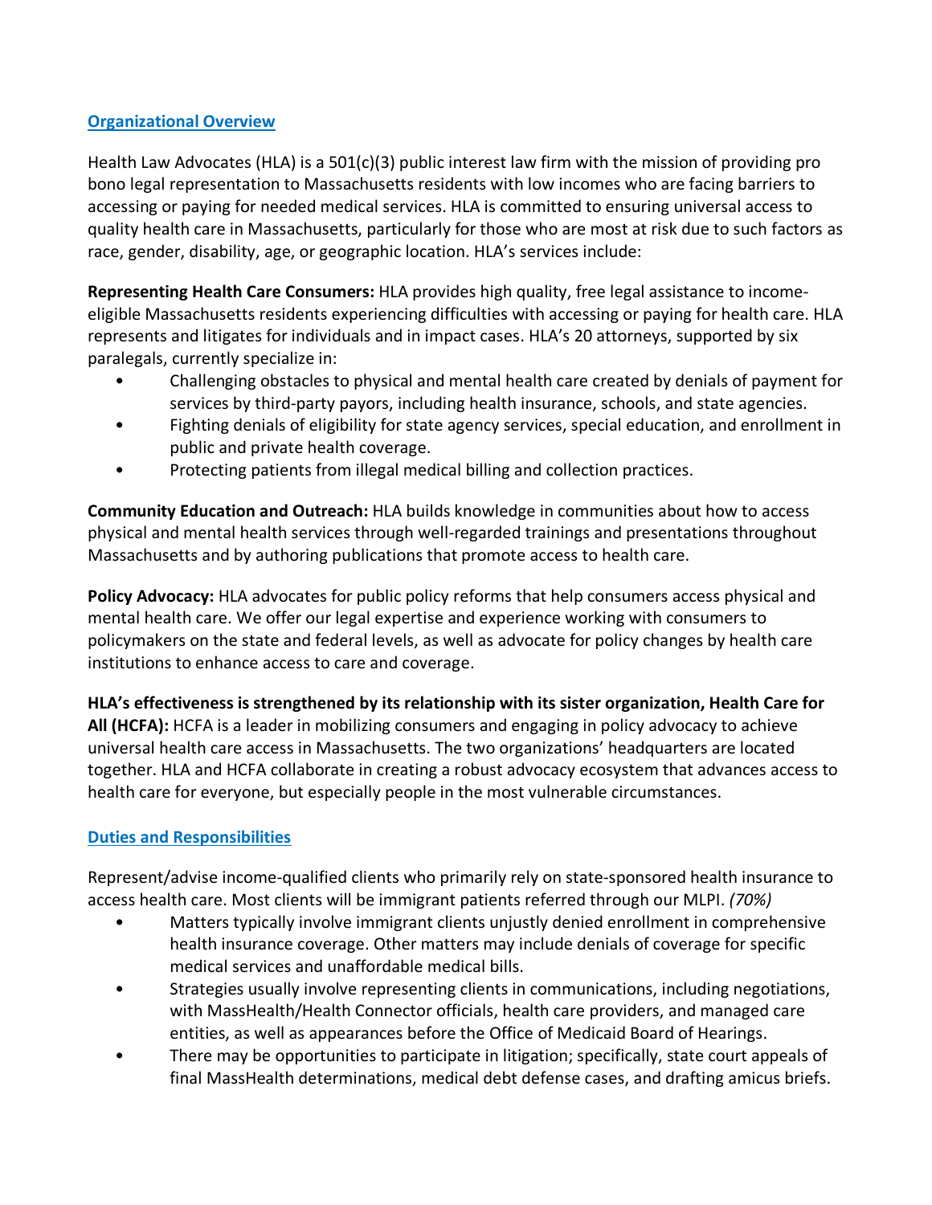## Organizational Overview

Health Law Advocates (HLA) is a 501(c)(3) public interest law firm with the mission of providing pro bono legal representation to Massachusetts residents with low incomes who are facing barriers to accessing or paying for needed medical services. HLA is committed to ensuring universal access to quality health care in Massachusetts, particularly for those who are most at risk due to such factors as race, gender, disability, age, or geographic location. HLA's services include:

**Representing Health Care Consumers:** HLA provides high quality, free legal assistance to income-eligible Massachusetts residents experiencing difficulties with accessing or paying for health care. HLA represents and litigates for individuals and in impact cases. HLA's 20 attorneys, supported by six paralegals, currently specialize in:

- Challenging obstacles to physical and mental health care created by denials of payment for services by third-party payors, including health insurance, schools, and state agencies.
- Fighting denials of eligibility for state agency services, special education, and enrollment in public and private health coverage.
- Protecting patients from illegal medical billing and collection practices.

**Community Education and Outreach:** HLA builds knowledge in communities about how to access physical and mental health services through well-regarded trainings and presentations throughout Massachusetts and by authoring publications that promote access to health care.

**Policy Advocacy:** HLA advocates for public policy reforms that help consumers access physical and mental health care. We offer our legal expertise and experience working with consumers to policymakers on the state and federal levels, as well as advocate for policy changes by health care institutions to enhance access to care and coverage.

**HLA's effectiveness is strengthened by its relationship with its sister organization, Health Care for All (HCFA):** HCFA is a leader in mobilizing consumers and engaging in policy advocacy to achieve universal health care access in Massachusetts. The two organizations' headquarters are located together. HLA and HCFA collaborate in creating a robust advocacy ecosystem that advances access to health care for everyone, but especially people in the most vulnerable circumstances.

## Duties and Responsibilities

Represent/advise income-qualified clients who primarily rely on state-sponsored health insurance to access health care. Most clients will be immigrant patients referred through our MLPI. *(70%)*

- Matters typically involve immigrant clients unjustly denied enrollment in comprehensive health insurance coverage. Other matters may include denials of coverage for specific medical services and unaffordable medical bills.
- Strategies usually involve representing clients in communications, including negotiations, with MassHealth/Health Connector officials, health care providers, and managed care entities, as well as appearances before the Office of Medicaid Board of Hearings.
- There may be opportunities to participate in litigation; specifically, state court appeals of final MassHealth determinations, medical debt defense cases, and drafting amicus briefs.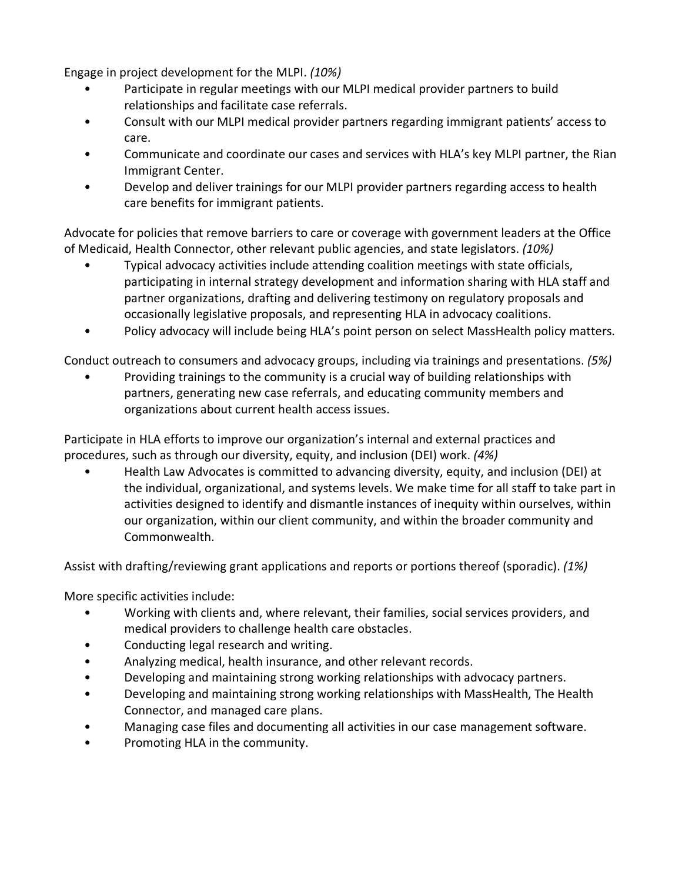Engage in project development for the MLPI. *(10%)*

- Participate in regular meetings with our MLPI medical provider partners to build relationships and facilitate case referrals.
- Consult with our MLPI medical provider partners regarding immigrant patients' access to care.
- Communicate and coordinate our cases and services with HLA's key MLPI partner, the Rian Immigrant Center.
- Develop and deliver trainings for our MLPI provider partners regarding access to health care benefits for immigrant patients.

Advocate for policies that remove barriers to care or coverage with government leaders at the Office of Medicaid, Health Connector, other relevant public agencies, and state legislators. *(10%)*

- Typical advocacy activities include attending coalition meetings with state officials, participating in internal strategy development and information sharing with HLA staff and partner organizations, drafting and delivering testimony on regulatory proposals and occasionally legislative proposals, and representing HLA in advocacy coalitions.
- Policy advocacy will include being HLA's point person on select MassHealth policy matters.

Conduct outreach to consumers and advocacy groups, including via trainings and presentations. *(5%)*

- Providing trainings to the community is a crucial way of building relationships with partners, generating new case referrals, and educating community members and organizations about current health access issues.

Participate in HLA efforts to improve our organization's internal and external practices and procedures, such as through our diversity, equity, and inclusion (DEI) work. *(4%)*

- Health Law Advocates is committed to advancing diversity, equity, and inclusion (DEI) at the individual, organizational, and systems levels. We make time for all staff to take part in activities designed to identify and dismantle instances of inequity within ourselves, within our organization, within our client community, and within the broader community and Commonwealth.

Assist with drafting/reviewing grant applications and reports or portions thereof (sporadic). *(1%)*

More specific activities include:

- Working with clients and, where relevant, their families, social services providers, and medical providers to challenge health care obstacles.
- Conducting legal research and writing.
- Analyzing medical, health insurance, and other relevant records.
- Developing and maintaining strong working relationships with advocacy partners.
- Developing and maintaining strong working relationships with MassHealth, The Health Connector, and managed care plans.
- Managing case files and documenting all activities in our case management software.
- Promoting HLA in the community.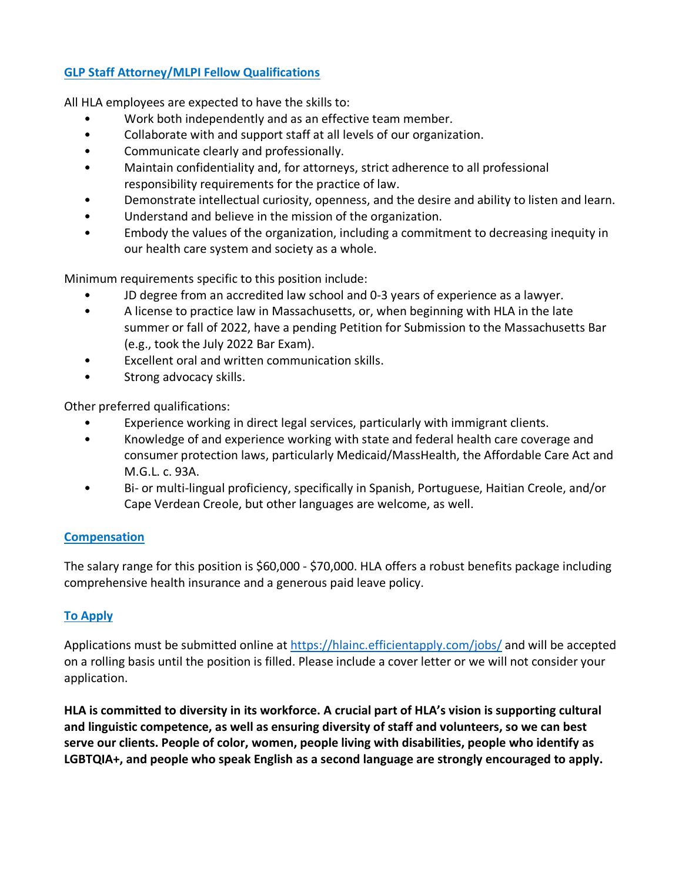## GLP Staff Attorney/MLPI Fellow Qualifications

All HLA employees are expected to have the skills to:

- Work both independently and as an effective team member.
- Collaborate with and support staff at all levels of our organization.
- Communicate clearly and professionally.
- Maintain confidentiality and, for attorneys, strict adherence to all professional responsibility requirements for the practice of law.
- Demonstrate intellectual curiosity, openness, and the desire and ability to listen and learn.
- Understand and believe in the mission of the organization.
- Embody the values of the organization, including a commitment to decreasing inequity in our health care system and society as a whole.

Minimum requirements specific to this position include:

- JD degree from an accredited law school and 0-3 years of experience as a lawyer.
- A license to practice law in Massachusetts, or, when beginning with HLA in the late summer or fall of 2022, have a pending Petition for Submission to the Massachusetts Bar (e.g., took the July 2022 Bar Exam).
- Excellent oral and written communication skills.
- Strong advocacy skills.

Other preferred qualifications:

- Experience working in direct legal services, particularly with immigrant clients.
- Knowledge of and experience working with state and federal health care coverage and consumer protection laws, particularly Medicaid/MassHealth, the Affordable Care Act and M.G.L. c. 93A.
- Bi- or multi-lingual proficiency, specifically in Spanish, Portuguese, Haitian Creole, and/or Cape Verdean Creole, but other languages are welcome, as well.

## Compensation

The salary range for this position is $60,000 - $70,000. HLA offers a robust benefits package including comprehensive health insurance and a generous paid leave policy.

## To Apply

Applications must be submitted online at https://hlainc.efficientapply.com/jobs/ and will be accepted on a rolling basis until the position is filled. Please include a cover letter or we will not consider your application.

**HLA is committed to diversity in its workforce. A crucial part of HLA's vision is supporting cultural and linguistic competence, as well as ensuring diversity of staff and volunteers, so we can best serve our clients. People of color, women, people living with disabilities, people who identify as LGBTQIA+, and people who speak English as a second language are strongly encouraged to apply.**